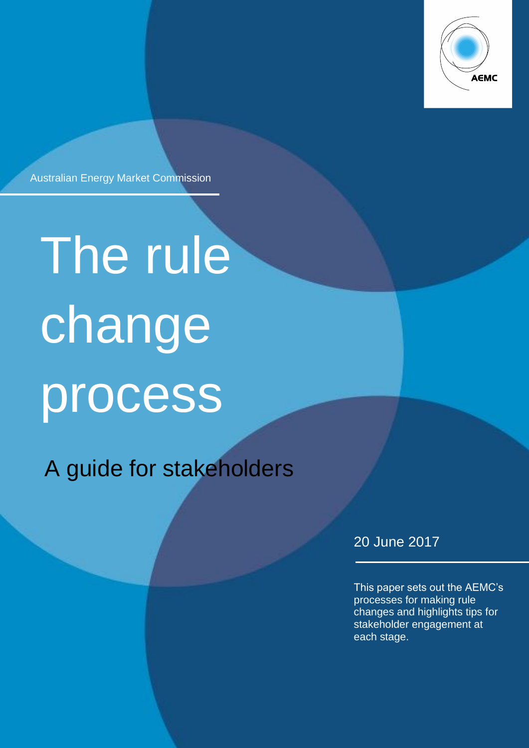AEMC

Australian Energy Market Commission

# The rule change process

## A guide for stakeholders

20 June 2017

This paper sets out the AEMC's processes for making rule changes and highlights tips for stakeholder engagement at each stage.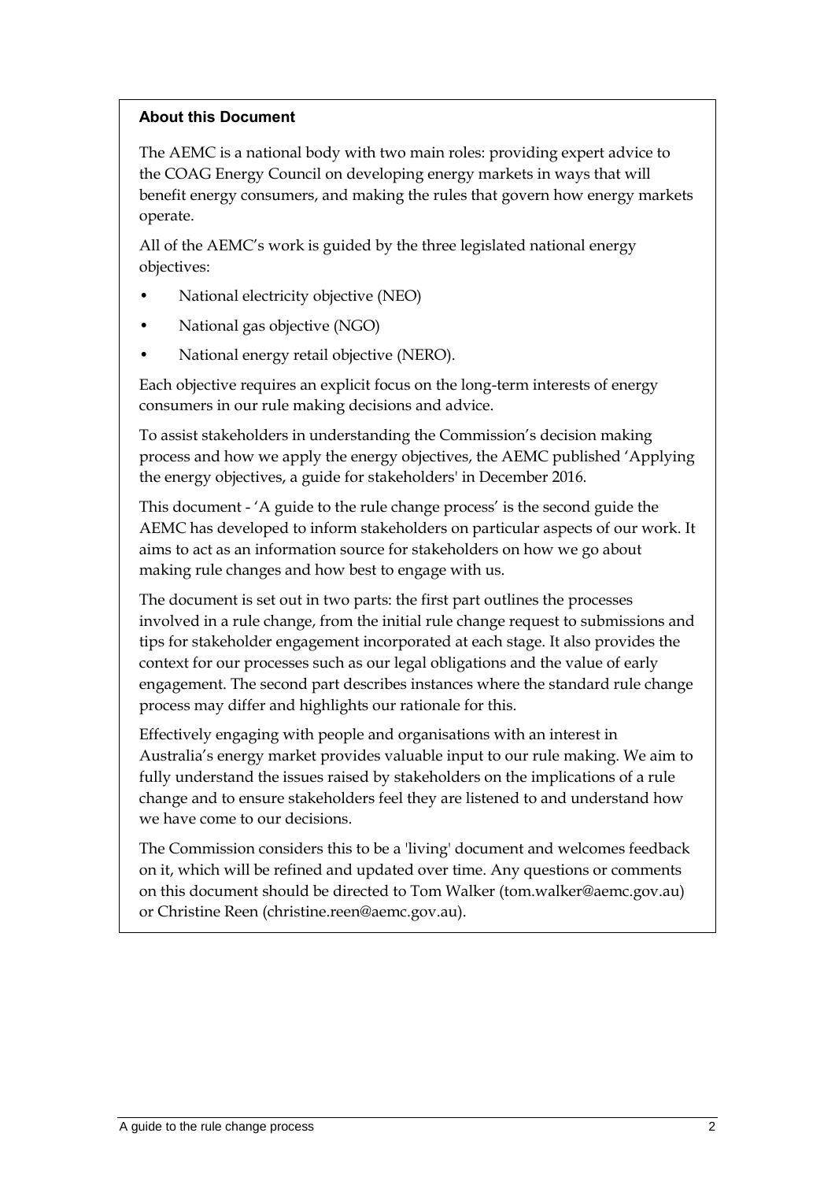**About this Document**

The AEMC is a national body with two main roles: providing expert advice to the COAG Energy Council on developing energy markets in ways that will benefit energy consumers, and making the rules that govern how energy markets operate.

All of the AEMC's work is guided by the three legislated national energy objectives:

- National electricity objective (NEO)
- National gas objective (NGO)
- National energy retail objective (NERO).

Each objective requires an explicit focus on the long-term interests of energy consumers in our rule making decisions and advice.

To assist stakeholders in understanding the Commission's decision making process and how we apply the energy objectives, the AEMC published 'Applying the energy objectives, a guide for stakeholders' in December 2016.

This document - 'A guide to the rule change process' is the second guide the AEMC has developed to inform stakeholders on particular aspects of our work. It aims to act as an information source for stakeholders on how we go about making rule changes and how best to engage with us.

The document is set out in two parts: the first part outlines the processes involved in a rule change, from the initial rule change request to submissions and tips for stakeholder engagement incorporated at each stage. It also provides the context for our processes such as our legal obligations and the value of early engagement. The second part describes instances where the standard rule change process may differ and highlights our rationale for this.

Effectively engaging with people and organisations with an interest in Australia's energy market provides valuable input to our rule making. We aim to fully understand the issues raised by stakeholders on the implications of a rule change and to ensure stakeholders feel they are listened to and understand how we have come to our decisions.

The Commission considers this to be a 'living' document and welcomes feedback on it, which will be refined and updated over time. Any questions or comments on this document should be directed to Tom Walker (tom.walker@aemc.gov.au) or Christine Reen (christine.reen@aemc.gov.au).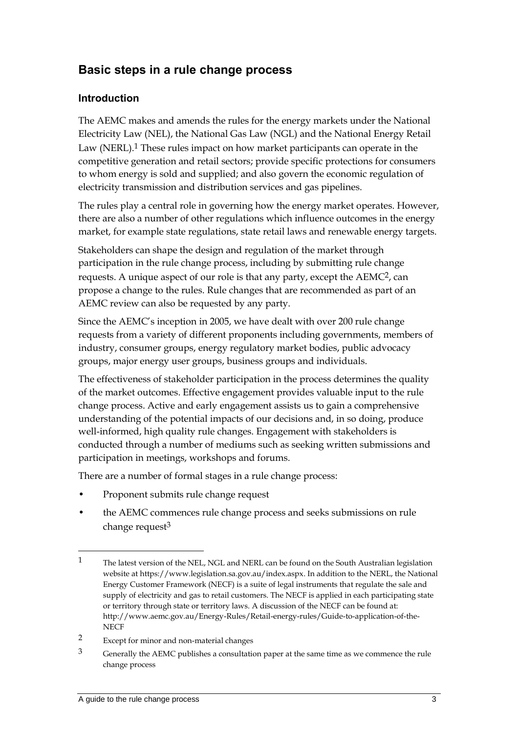## Basic steps in a rule change process

### Introduction

The AEMC makes and amends the rules for the energy markets under the National Electricity Law (NEL), the National Gas Law (NGL) and the National Energy Retail Law (NERL).[1] These rules impact on how market participants can operate in the competitive generation and retail sectors; provide specific protections for consumers to whom energy is sold and supplied; and also govern the economic regulation of electricity transmission and distribution services and gas pipelines.

The rules play a central role in governing how the energy market operates. However, there are also a number of other regulations which influence outcomes in the energy market, for example state regulations, state retail laws and renewable energy targets.

Stakeholders can shape the design and regulation of the market through participation in the rule change process, including by submitting rule change requests. A unique aspect of our role is that any party, except the AEMC[2], can propose a change to the rules. Rule changes that are recommended as part of an AEMC review can also be requested by any party.

Since the AEMC's inception in 2005, we have dealt with over 200 rule change requests from a variety of different proponents including governments, members of industry, consumer groups, energy regulatory market bodies, public advocacy groups, major energy user groups, business groups and individuals.

The effectiveness of stakeholder participation in the process determines the quality of the market outcomes. Effective engagement provides valuable input to the rule change process. Active and early engagement assists us to gain a comprehensive understanding of the potential impacts of our decisions and, in so doing, produce well-informed, high quality rule changes. Engagement with stakeholders is conducted through a number of mediums such as seeking written submissions and participation in meetings, workshops and forums.

There are a number of formal stages in a rule change process:

- Proponent submits rule change request
- the AEMC commences rule change process and seeks submissions on rule change request[3]

---

[1] The latest version of the NEL, NGL and NERL can be found on the South Australian legislation website at https://www.legislation.sa.gov.au/index.aspx. In addition to the NERL, the National Energy Customer Framework (NECF) is a suite of legal instruments that regulate the sale and supply of electricity and gas to retail customers. The NECF is applied in each participating state or territory through state or territory laws. A discussion of the NECF can be found at: http://www.aemc.gov.au/Energy-Rules/Retail-energy-rules/Guide-to-application-of-the-NECF

[2] Except for minor and non-material changes

[3] Generally the AEMC publishes a consultation paper at the same time as we commence the rule change process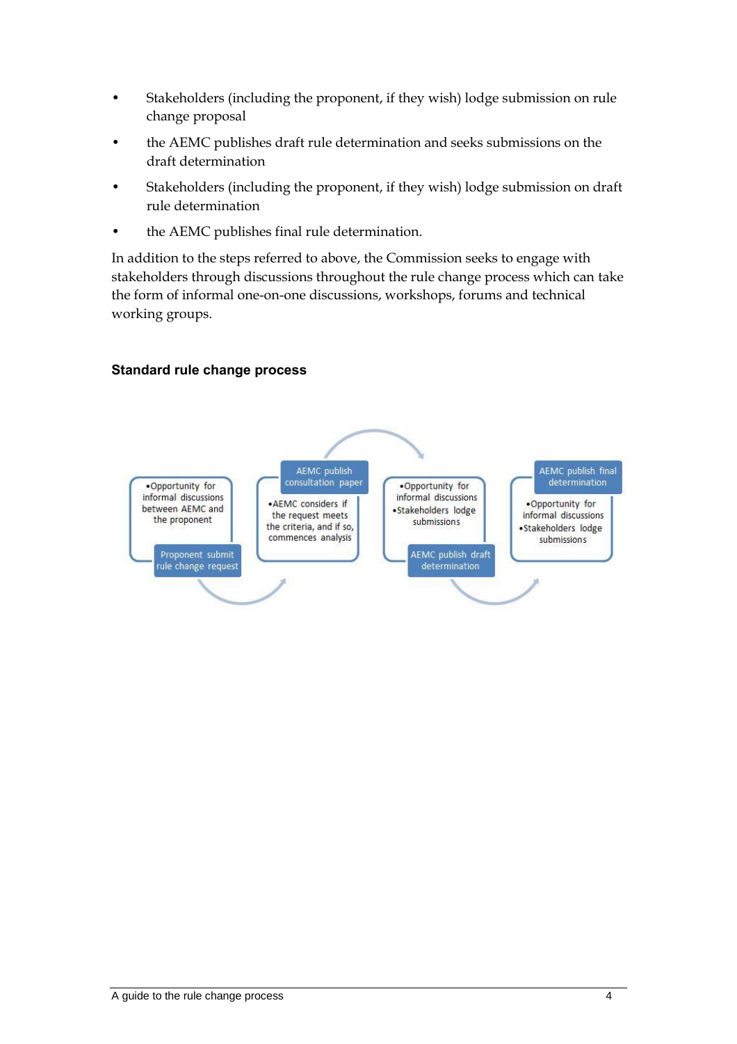- Stakeholders (including the proponent, if they wish) lodge submission on rule change proposal
- the AEMC publishes draft rule determination and seeks submissions on the draft determination
- Stakeholders (including the proponent, if they wish) lodge submission on draft rule determination
- the AEMC publishes final rule determination.

In addition to the steps referred to above, the Commission seeks to engage with stakeholders through discussions throughout the rule change process which can take the form of informal one-on-one discussions, workshops, forums and technical working groups.

**Standard rule change process**

- Opportunity for informal discussions between AEMC and the proponent

Proponent submit rule change request

AEMC publish consultation paper

- AEMC considers if the request meets the criteria, and if so, commences analysis

- Opportunity for informal discussions
- Stakeholders lodge submissions

AEMC publish draft determination

AEMC publish final determination

- Opportunity for informal discussions
- Stakeholders lodge submissions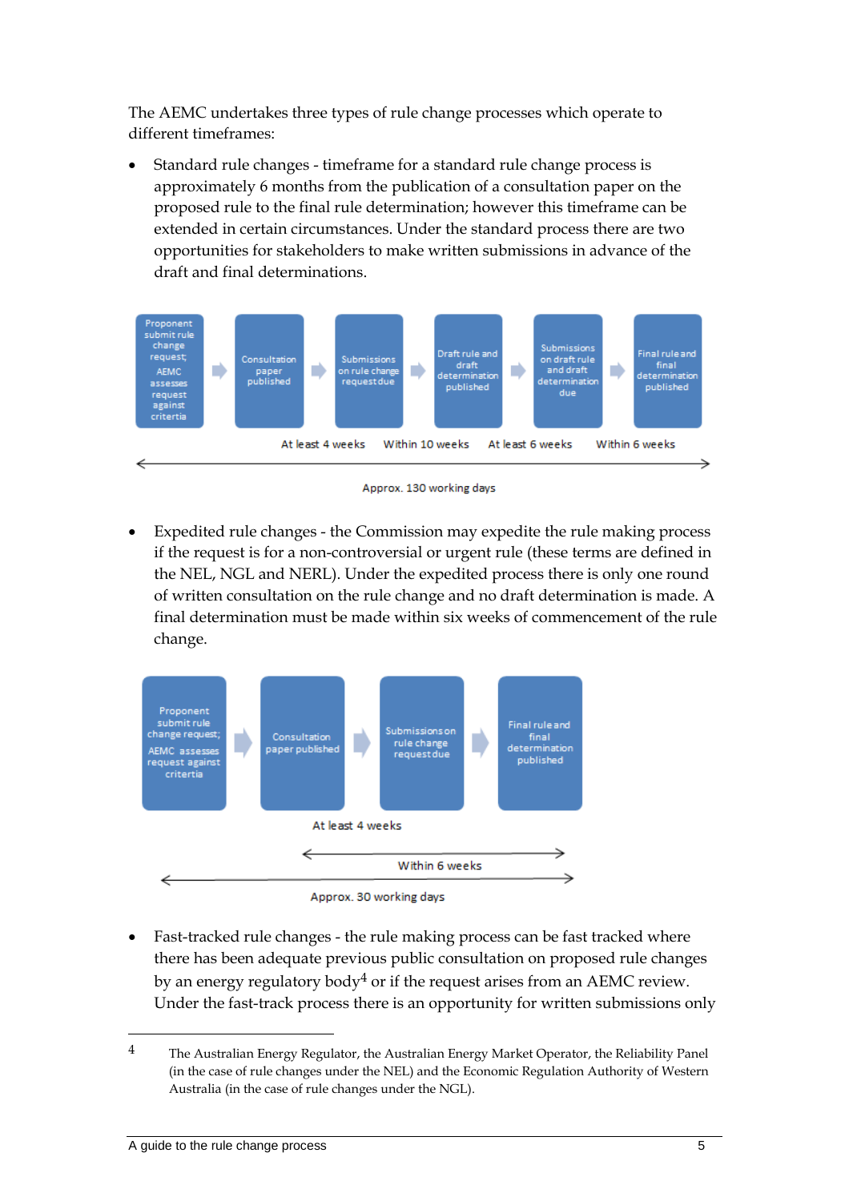The AEMC undertakes three types of rule change processes which operate to different timeframes:

- Standard rule changes - timeframe for a standard rule change process is approximately 6 months from the publication of a consultation paper on the proposed rule to the final rule determination; however this timeframe can be extended in certain circumstances. Under the standard process there are two opportunities for stakeholders to make written submissions in advance of the draft and final determinations.

Proponent submit rule change request; AEMC assesses request against criteria → Consultation paper published → Submissions on rule change request due → Draft rule and draft determination published → Submissions on draft rule and draft determination due → Final rule and final determination published

At least 4 weeks | Within 10 weeks | At least 6 weeks | Within 6 weeks

Approx. 130 working days

- Expedited rule changes - the Commission may expedite the rule making process if the request is for a non-controversial or urgent rule (these terms are defined in the NEL, NGL and NERL). Under the expedited process there is only one round of written consultation on the rule change and no draft determination is made. A final determination must be made within six weeks of commencement of the rule change.

Proponent submit rule change request; AEMC assesses request against criteria → Consultation paper published → Submissions on rule change request due → Final rule and final determination published

At least 4 weeks

Within 6 weeks

Approx. 30 working days

- Fast-tracked rule changes - the rule making process can be fast tracked where there has been adequate previous public consultation on proposed rule changes by an energy regulatory body[4] or if the request arises from an AEMC review. Under the fast-track process there is an opportunity for written submissions only

---

[4] The Australian Energy Regulator, the Australian Energy Market Operator, the Reliability Panel (in the case of rule changes under the NEL) and the Economic Regulation Authority of Western Australia (in the case of rule changes under the NGL).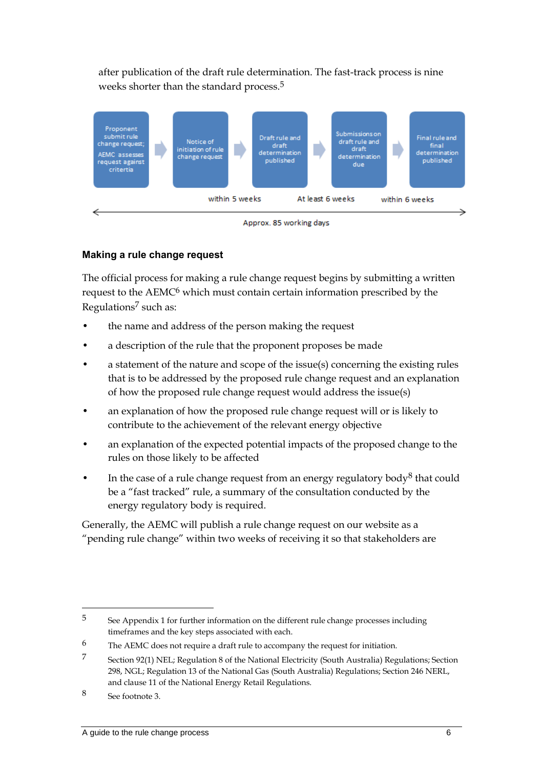after publication of the draft rule determination. The fast-track process is nine weeks shorter than the standard process.[5]

Proponent submit rule change request; AEMC assesses request against criteria → Notice of initiation of rule change request → Draft rule and draft determination published → Submissions on draft rule and draft determination due → Final rule and final determination published

within 5 weeks | At least 6 weeks | within 6 weeks

Approx. 85 working days

### Making a rule change request

The official process for making a rule change request begins by submitting a written request to the AEMC[6] which must contain certain information prescribed by the Regulations[7] such as:

- the name and address of the person making the request
- a description of the rule that the proponent proposes be made
- a statement of the nature and scope of the issue(s) concerning the existing rules that is to be addressed by the proposed rule change request and an explanation of how the proposed rule change request would address the issue(s)
- an explanation of how the proposed rule change request will or is likely to contribute to the achievement of the relevant energy objective
- an explanation of the expected potential impacts of the proposed change to the rules on those likely to be affected
- In the case of a rule change request from an energy regulatory body[8] that could be a "fast tracked" rule, a summary of the consultation conducted by the energy regulatory body is required.

Generally, the AEMC will publish a rule change request on our website as a "pending rule change" within two weeks of receiving it so that stakeholders are

---

5 See Appendix 1 for further information on the different rule change processes including timeframes and the key steps associated with each.

6 The AEMC does not require a draft rule to accompany the request for initiation.

7 Section 92(1) NEL; Regulation 8 of the National Electricity (South Australia) Regulations; Section 298, NGL; Regulation 13 of the National Gas (South Australia) Regulations; Section 246 NERL, and clause 11 of the National Energy Retail Regulations.

8 See footnote 3.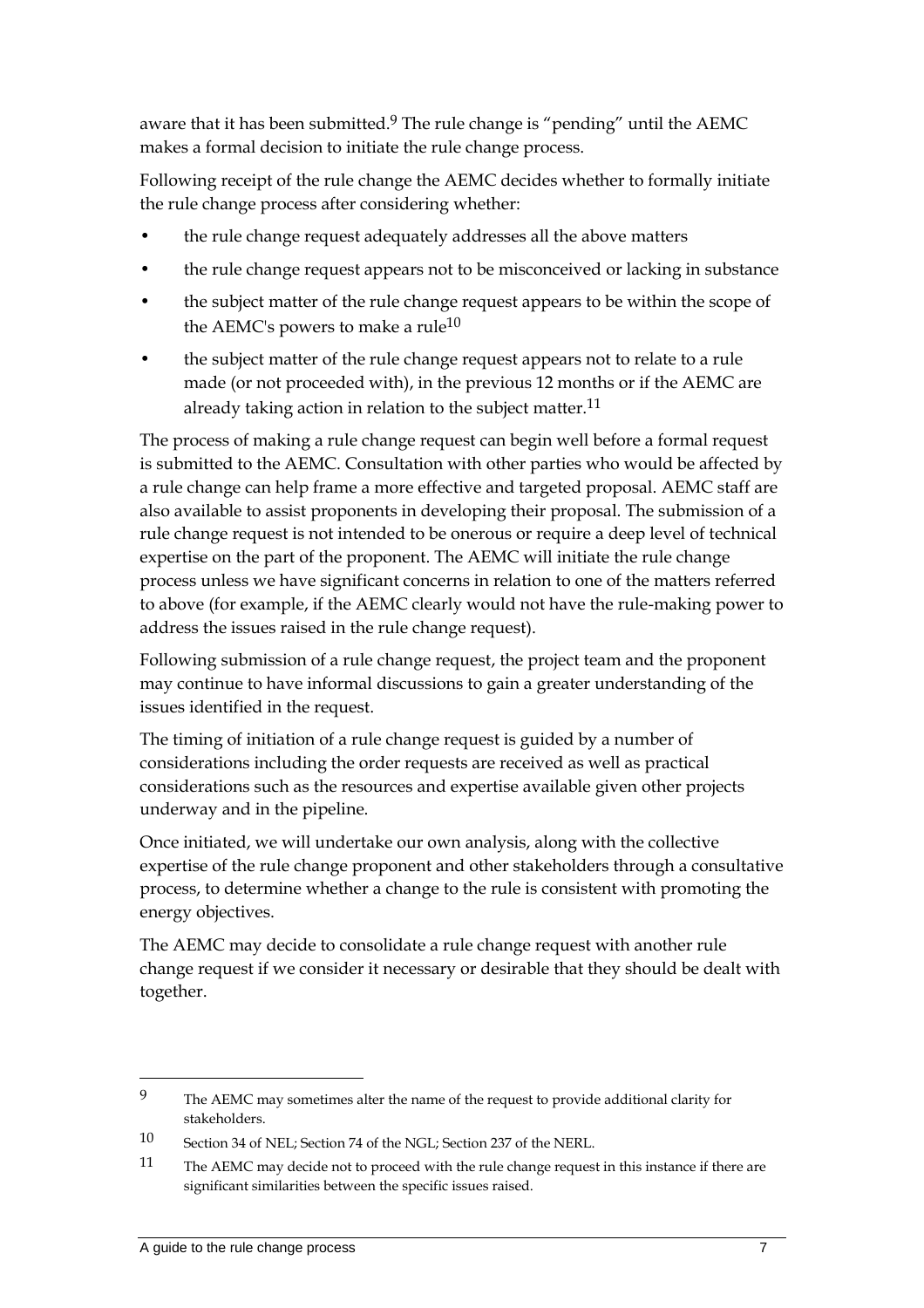aware that it has been submitted.[9] The rule change is "pending" until the AEMC makes a formal decision to initiate the rule change process.

Following receipt of the rule change the AEMC decides whether to formally initiate the rule change process after considering whether:

- the rule change request adequately addresses all the above matters
- the rule change request appears not to be misconceived or lacking in substance
- the subject matter of the rule change request appears to be within the scope of the AEMC's powers to make a rule[10]
- the subject matter of the rule change request appears not to relate to a rule made (or not proceeded with), in the previous 12 months or if the AEMC are already taking action in relation to the subject matter.[11]

The process of making a rule change request can begin well before a formal request is submitted to the AEMC. Consultation with other parties who would be affected by a rule change can help frame a more effective and targeted proposal. AEMC staff are also available to assist proponents in developing their proposal. The submission of a rule change request is not intended to be onerous or require a deep level of technical expertise on the part of the proponent. The AEMC will initiate the rule change process unless we have significant concerns in relation to one of the matters referred to above (for example, if the AEMC clearly would not have the rule-making power to address the issues raised in the rule change request).

Following submission of a rule change request, the project team and the proponent may continue to have informal discussions to gain a greater understanding of the issues identified in the request.

The timing of initiation of a rule change request is guided by a number of considerations including the order requests are received as well as practical considerations such as the resources and expertise available given other projects underway and in the pipeline.

Once initiated, we will undertake our own analysis, along with the collective expertise of the rule change proponent and other stakeholders through a consultative process, to determine whether a change to the rule is consistent with promoting the energy objectives.

The AEMC may decide to consolidate a rule change request with another rule change request if we consider it necessary or desirable that they should be dealt with together.

---

[9] The AEMC may sometimes alter the name of the request to provide additional clarity for stakeholders.

[10] Section 34 of NEL; Section 74 of the NGL; Section 237 of the NERL.

[11] The AEMC may decide not to proceed with the rule change request in this instance if there are significant similarities between the specific issues raised.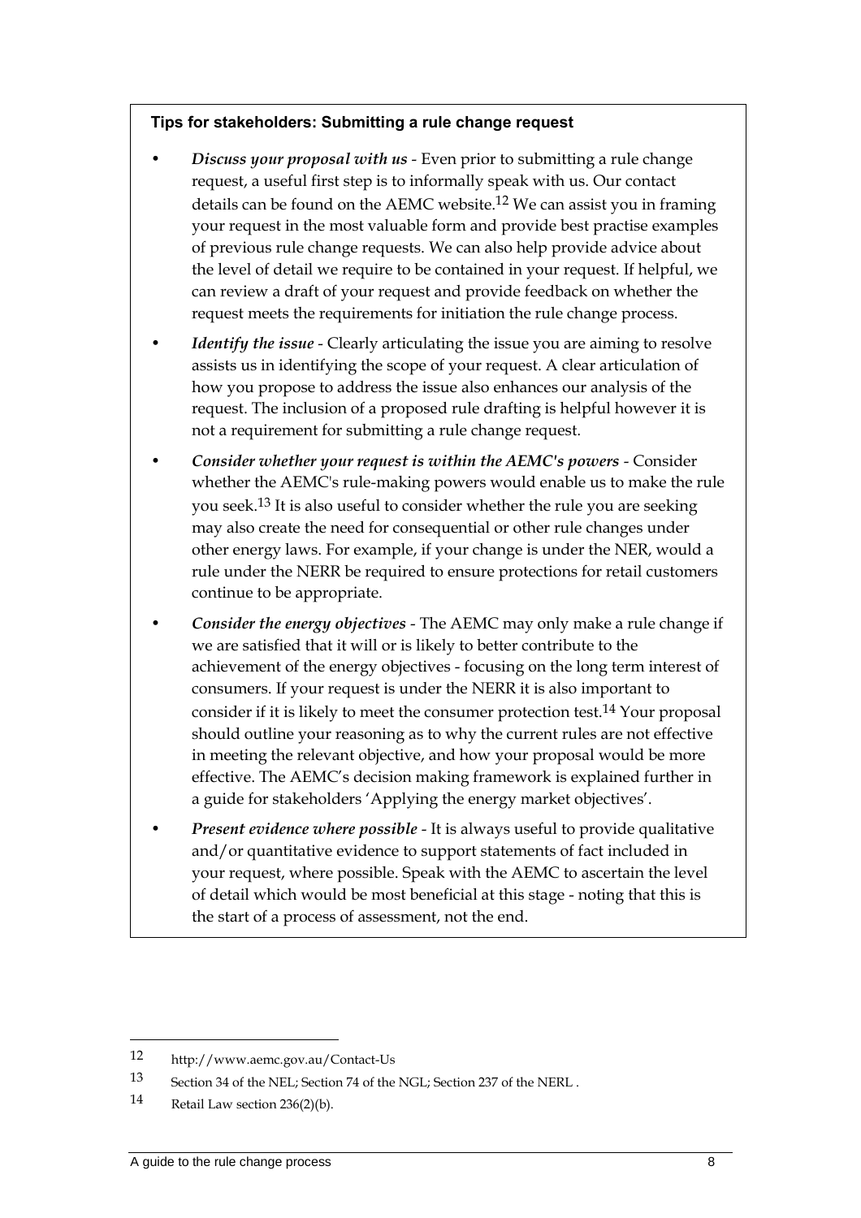**Tips for stakeholders: Submitting a rule change request**

- ***Discuss your proposal with us*** - Even prior to submitting a rule change request, a useful first step is to informally speak with us. Our contact details can be found on the AEMC website.[12] We can assist you in framing your request in the most valuable form and provide best practise examples of previous rule change requests. We can also help provide advice about the level of detail we require to be contained in your request. If helpful, we can review a draft of your request and provide feedback on whether the request meets the requirements for initiation the rule change process.
- ***Identify the issue*** - Clearly articulating the issue you are aiming to resolve assists us in identifying the scope of your request. A clear articulation of how you propose to address the issue also enhances our analysis of the request. The inclusion of a proposed rule drafting is helpful however it is not a requirement for submitting a rule change request.
- ***Consider whether your request is within the AEMC's powers*** - Consider whether the AEMC's rule-making powers would enable us to make the rule you seek.[13] It is also useful to consider whether the rule you are seeking may also create the need for consequential or other rule changes under other energy laws. For example, if your change is under the NER, would a rule under the NERR be required to ensure protections for retail customers continue to be appropriate.
- ***Consider the energy objectives*** - The AEMC may only make a rule change if we are satisfied that it will or is likely to better contribute to the achievement of the energy objectives - focusing on the long term interest of consumers. If your request is under the NERR it is also important to consider if it is likely to meet the consumer protection test.[14] Your proposal should outline your reasoning as to why the current rules are not effective in meeting the relevant objective, and how your proposal would be more effective. The AEMC's decision making framework is explained further in a guide for stakeholders 'Applying the energy market objectives'.
- ***Present evidence where possible*** - It is always useful to provide qualitative and/or quantitative evidence to support statements of fact included in your request, where possible. Speak with the AEMC to ascertain the level of detail which would be most beneficial at this stage - noting that this is the start of a process of assessment, not the end.

---

12 http://www.aemc.gov.au/Contact-Us

13 Section 34 of the NEL; Section 74 of the NGL; Section 237 of the NERL .

14 Retail Law section 236(2)(b).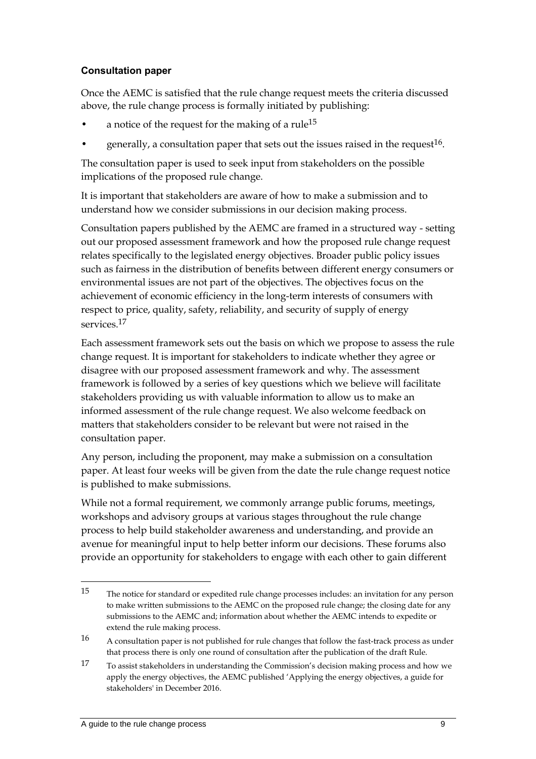### Consultation paper

Once the AEMC is satisfied that the rule change request meets the criteria discussed above, the rule change process is formally initiated by publishing:

- a notice of the request for the making of a rule[15]
- generally, a consultation paper that sets out the issues raised in the request[16].

The consultation paper is used to seek input from stakeholders on the possible implications of the proposed rule change.

It is important that stakeholders are aware of how to make a submission and to understand how we consider submissions in our decision making process.

Consultation papers published by the AEMC are framed in a structured way - setting out our proposed assessment framework and how the proposed rule change request relates specifically to the legislated energy objectives. Broader public policy issues such as fairness in the distribution of benefits between different energy consumers or environmental issues are not part of the objectives. The objectives focus on the achievement of economic efficiency in the long-term interests of consumers with respect to price, quality, safety, reliability, and security of supply of energy services.[17]

Each assessment framework sets out the basis on which we propose to assess the rule change request. It is important for stakeholders to indicate whether they agree or disagree with our proposed assessment framework and why. The assessment framework is followed by a series of key questions which we believe will facilitate stakeholders providing us with valuable information to allow us to make an informed assessment of the rule change request. We also welcome feedback on matters that stakeholders consider to be relevant but were not raised in the consultation paper.

Any person, including the proponent, may make a submission on a consultation paper. At least four weeks will be given from the date the rule change request notice is published to make submissions.

While not a formal requirement, we commonly arrange public forums, meetings, workshops and advisory groups at various stages throughout the rule change process to help build stakeholder awareness and understanding, and provide an avenue for meaningful input to help better inform our decisions. These forums also provide an opportunity for stakeholders to engage with each other to gain different

---

[15] The notice for standard or expedited rule change processes includes: an invitation for any person to make written submissions to the AEMC on the proposed rule change; the closing date for any submissions to the AEMC and; information about whether the AEMC intends to expedite or extend the rule making process.

[16] A consultation paper is not published for rule changes that follow the fast-track process as under that process there is only one round of consultation after the publication of the draft Rule.

[17] To assist stakeholders in understanding the Commission's decision making process and how we apply the energy objectives, the AEMC published 'Applying the energy objectives, a guide for stakeholders' in December 2016.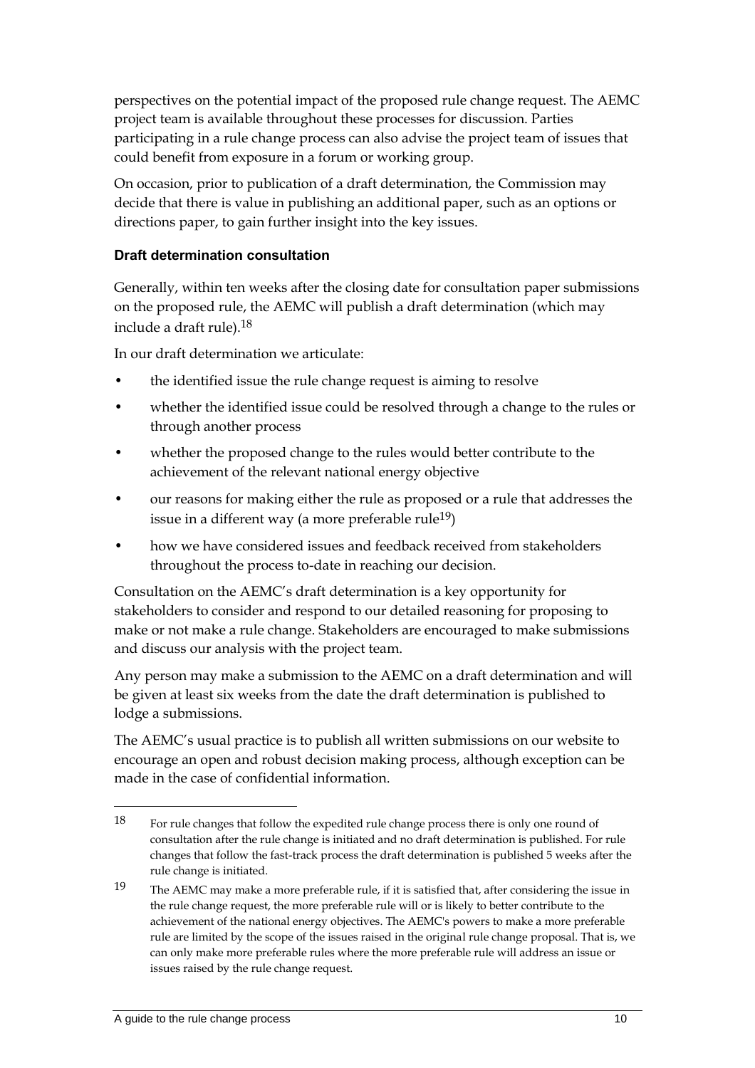perspectives on the potential impact of the proposed rule change request. The AEMC project team is available throughout these processes for discussion. Parties participating in a rule change process can also advise the project team of issues that could benefit from exposure in a forum or working group.

On occasion, prior to publication of a draft determination, the Commission may decide that there is value in publishing an additional paper, such as an options or directions paper, to gain further insight into the key issues.

### Draft determination consultation

Generally, within ten weeks after the closing date for consultation paper submissions on the proposed rule, the AEMC will publish a draft determination (which may include a draft rule).[18]

In our draft determination we articulate:

- the identified issue the rule change request is aiming to resolve
- whether the identified issue could be resolved through a change to the rules or through another process
- whether the proposed change to the rules would better contribute to the achievement of the relevant national energy objective
- our reasons for making either the rule as proposed or a rule that addresses the issue in a different way (a more preferable rule[19])
- how we have considered issues and feedback received from stakeholders throughout the process to-date in reaching our decision.

Consultation on the AEMC's draft determination is a key opportunity for stakeholders to consider and respond to our detailed reasoning for proposing to make or not make a rule change. Stakeholders are encouraged to make submissions and discuss our analysis with the project team.

Any person may make a submission to the AEMC on a draft determination and will be given at least six weeks from the date the draft determination is published to lodge a submissions.

The AEMC's usual practice is to publish all written submissions on our website to encourage an open and robust decision making process, although exception can be made in the case of confidential information.

---

18 For rule changes that follow the expedited rule change process there is only one round of consultation after the rule change is initiated and no draft determination is published. For rule changes that follow the fast-track process the draft determination is published 5 weeks after the rule change is initiated.

19 The AEMC may make a more preferable rule, if it is satisfied that, after considering the issue in the rule change request, the more preferable rule will or is likely to better contribute to the achievement of the national energy objectives. The AEMC's powers to make a more preferable rule are limited by the scope of the issues raised in the original rule change proposal. That is, we can only make more preferable rules where the more preferable rule will address an issue or issues raised by the rule change request.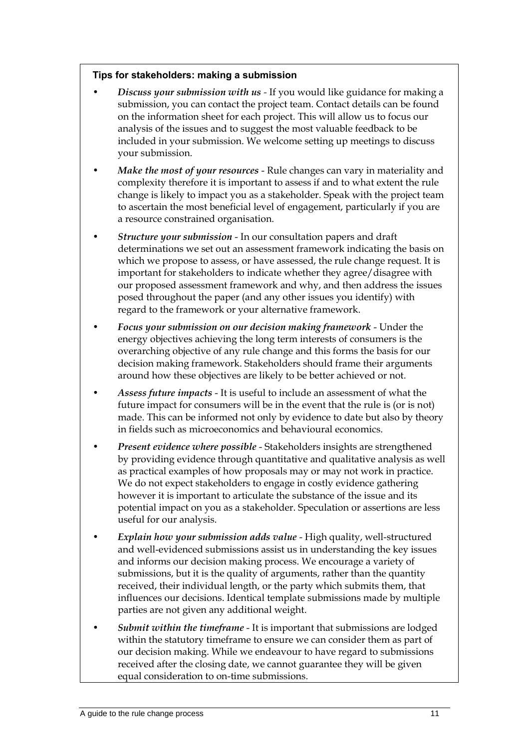**Tips for stakeholders: making a submission**

- *Discuss your submission with us* - If you would like guidance for making a submission, you can contact the project team. Contact details can be found on the information sheet for each project. This will allow us to focus our analysis of the issues and to suggest the most valuable feedback to be included in your submission. We welcome setting up meetings to discuss your submission.
- *Make the most of your resources* - Rule changes can vary in materiality and complexity therefore it is important to assess if and to what extent the rule change is likely to impact you as a stakeholder. Speak with the project team to ascertain the most beneficial level of engagement, particularly if you are a resource constrained organisation.
- *Structure your submission* - In our consultation papers and draft determinations we set out an assessment framework indicating the basis on which we propose to assess, or have assessed, the rule change request. It is important for stakeholders to indicate whether they agree/disagree with our proposed assessment framework and why, and then address the issues posed throughout the paper (and any other issues you identify) with regard to the framework or your alternative framework.
- *Focus your submission on our decision making framework* - Under the energy objectives achieving the long term interests of consumers is the overarching objective of any rule change and this forms the basis for our decision making framework. Stakeholders should frame their arguments around how these objectives are likely to be better achieved or not.
- *Assess future impacts* - It is useful to include an assessment of what the future impact for consumers will be in the event that the rule is (or is not) made. This can be informed not only by evidence to date but also by theory in fields such as microeconomics and behavioural economics.
- *Present evidence where possible* - Stakeholders insights are strengthened by providing evidence through quantitative and qualitative analysis as well as practical examples of how proposals may or may not work in practice. We do not expect stakeholders to engage in costly evidence gathering however it is important to articulate the substance of the issue and its potential impact on you as a stakeholder. Speculation or assertions are less useful for our analysis.
- *Explain how your submission adds value* - High quality, well-structured and well-evidenced submissions assist us in understanding the key issues and informs our decision making process. We encourage a variety of submissions, but it is the quality of arguments, rather than the quantity received, their individual length, or the party which submits them, that influences our decisions. Identical template submissions made by multiple parties are not given any additional weight.
- *Submit within the timeframe* - It is important that submissions are lodged within the statutory timeframe to ensure we can consider them as part of our decision making. While we endeavour to have regard to submissions received after the closing date, we cannot guarantee they will be given equal consideration to on-time submissions.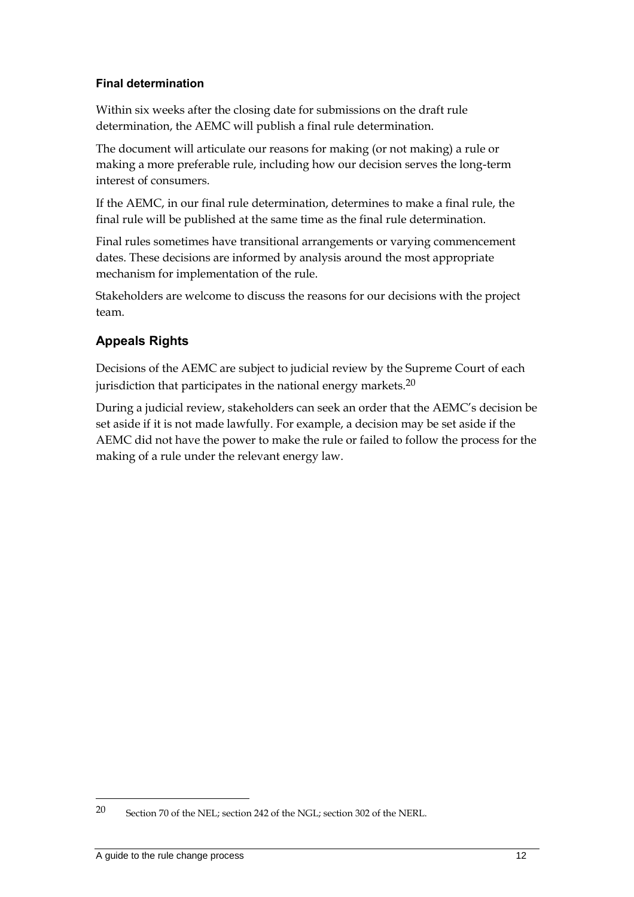### Final determination

Within six weeks after the closing date for submissions on the draft rule determination, the AEMC will publish a final rule determination.

The document will articulate our reasons for making (or not making) a rule or making a more preferable rule, including how our decision serves the long-term interest of consumers.

If the AEMC, in our final rule determination, determines to make a final rule, the final rule will be published at the same time as the final rule determination.

Final rules sometimes have transitional arrangements or varying commencement dates. These decisions are informed by analysis around the most appropriate mechanism for implementation of the rule.

Stakeholders are welcome to discuss the reasons for our decisions with the project team.

## Appeals Rights

Decisions of the AEMC are subject to judicial review by the Supreme Court of each jurisdiction that participates in the national energy markets.[20]

During a judicial review, stakeholders can seek an order that the AEMC's decision be set aside if it is not made lawfully. For example, a decision may be set aside if the AEMC did not have the power to make the rule or failed to follow the process for the making of a rule under the relevant energy law.

---

[20] Section 70 of the NEL; section 242 of the NGL; section 302 of the NERL.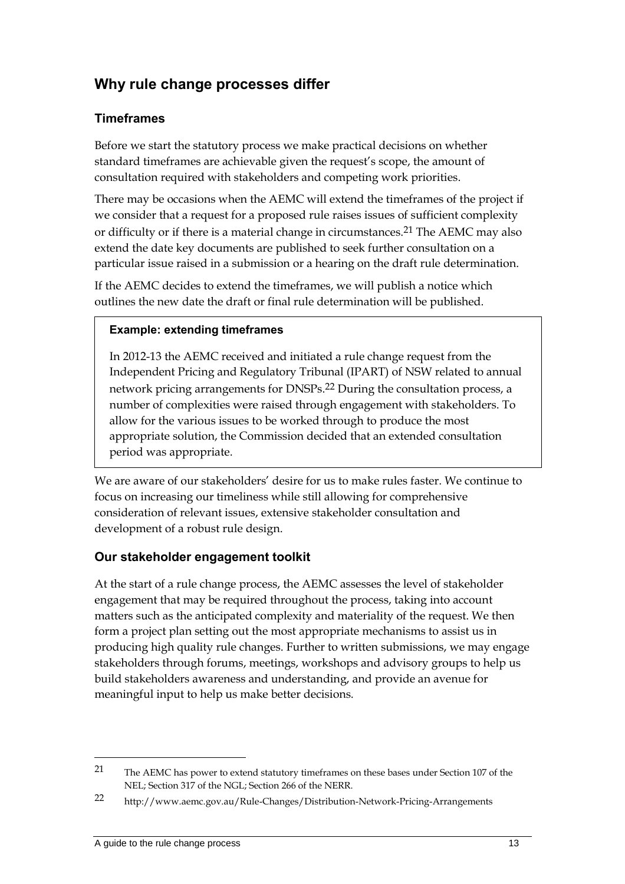## Why rule change processes differ

### Timeframes

Before we start the statutory process we make practical decisions on whether standard timeframes are achievable given the request's scope, the amount of consultation required with stakeholders and competing work priorities.

There may be occasions when the AEMC will extend the timeframes of the project if we consider that a request for a proposed rule raises issues of sufficient complexity or difficulty or if there is a material change in circumstances.[21] The AEMC may also extend the date key documents are published to seek further consultation on a particular issue raised in a submission or a hearing on the draft rule determination.

If the AEMC decides to extend the timeframes, we will publish a notice which outlines the new date the draft or final rule determination will be published.

> **Example: extending timeframes**
>
> In 2012-13 the AEMC received and initiated a rule change request from the Independent Pricing and Regulatory Tribunal (IPART) of NSW related to annual network pricing arrangements for DNSPs.[22] During the consultation process, a number of complexities were raised through engagement with stakeholders. To allow for the various issues to be worked through to produce the most appropriate solution, the Commission decided that an extended consultation period was appropriate.

We are aware of our stakeholders' desire for us to make rules faster. We continue to focus on increasing our timeliness while still allowing for comprehensive consideration of relevant issues, extensive stakeholder consultation and development of a robust rule design.

### Our stakeholder engagement toolkit

At the start of a rule change process, the AEMC assesses the level of stakeholder engagement that may be required throughout the process, taking into account matters such as the anticipated complexity and materiality of the request. We then form a project plan setting out the most appropriate mechanisms to assist us in producing high quality rule changes. Further to written submissions, we may engage stakeholders through forums, meetings, workshops and advisory groups to help us build stakeholders awareness and understanding, and provide an avenue for meaningful input to help us make better decisions.

---

[21] The AEMC has power to extend statutory timeframes on these bases under Section 107 of the NEL; Section 317 of the NGL; Section 266 of the NERR.

[22] http://www.aemc.gov.au/Rule-Changes/Distribution-Network-Pricing-Arrangements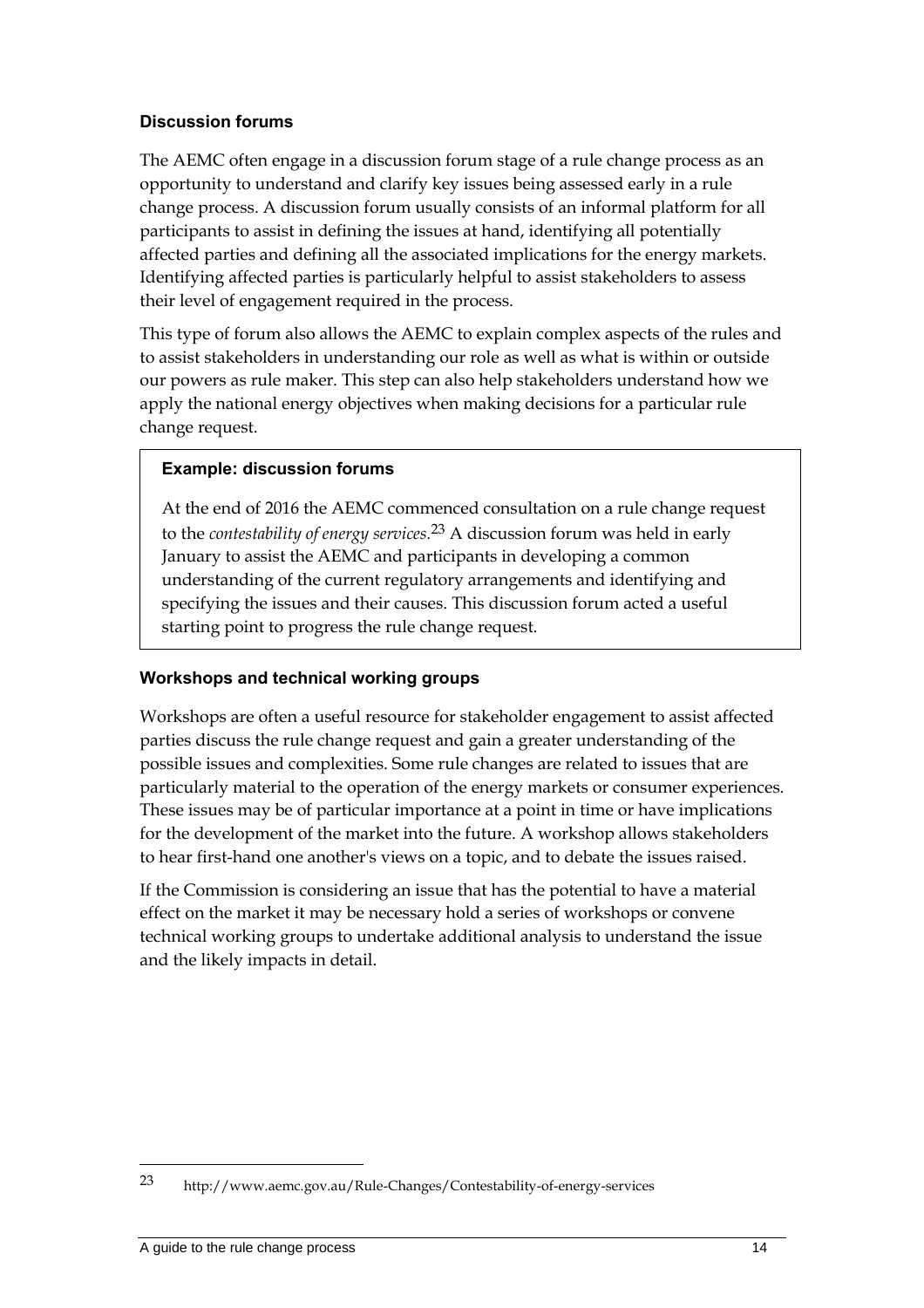### Discussion forums

The AEMC often engage in a discussion forum stage of a rule change process as an opportunity to understand and clarify key issues being assessed early in a rule change process. A discussion forum usually consists of an informal platform for all participants to assist in defining the issues at hand, identifying all potentially affected parties and defining all the associated implications for the energy markets. Identifying affected parties is particularly helpful to assist stakeholders to assess their level of engagement required in the process.

This type of forum also allows the AEMC to explain complex aspects of the rules and to assist stakeholders in understanding our role as well as what is within or outside our powers as rule maker. This step can also help stakeholders understand how we apply the national energy objectives when making decisions for a particular rule change request.

> **Example: discussion forums**
>
> At the end of 2016 the AEMC commenced consultation on a rule change request to the *contestability of energy services*.[23] A discussion forum was held in early January to assist the AEMC and participants in developing a common understanding of the current regulatory arrangements and identifying and specifying the issues and their causes. This discussion forum acted a useful starting point to progress the rule change request.

### Workshops and technical working groups

Workshops are often a useful resource for stakeholder engagement to assist affected parties discuss the rule change request and gain a greater understanding of the possible issues and complexities. Some rule changes are related to issues that are particularly material to the operation of the energy markets or consumer experiences. These issues may be of particular importance at a point in time or have implications for the development of the market into the future. A workshop allows stakeholders to hear first-hand one another's views on a topic, and to debate the issues raised.

If the Commission is considering an issue that has the potential to have a material effect on the market it may be necessary hold a series of workshops or convene technical working groups to undertake additional analysis to understand the issue and the likely impacts in detail.

---

[23] http://www.aemc.gov.au/Rule-Changes/Contestability-of-energy-services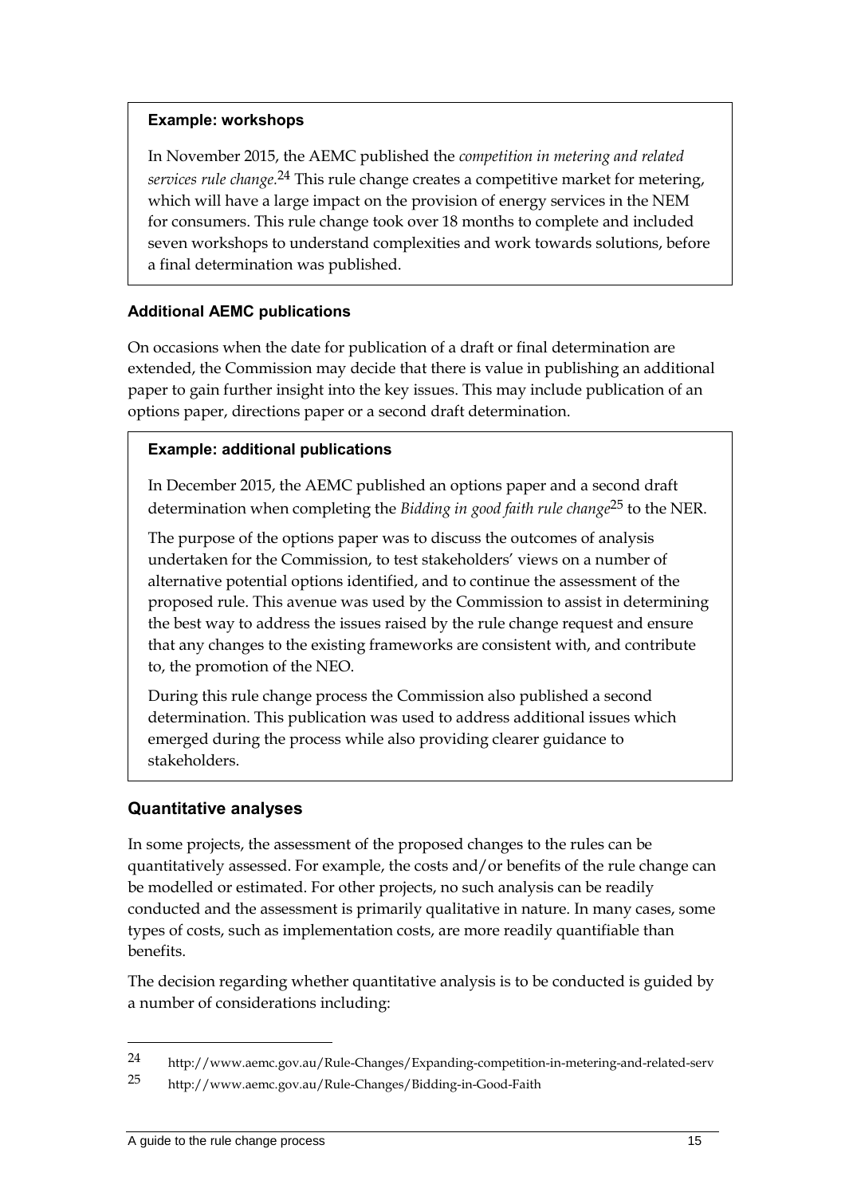**Example: workshops**

In November 2015, the AEMC published the *competition in metering and related services rule change.*[24] This rule change creates a competitive market for metering, which will have a large impact on the provision of energy services in the NEM for consumers. This rule change took over 18 months to complete and included seven workshops to understand complexities and work towards solutions, before a final determination was published.

**Additional AEMC publications**

On occasions when the date for publication of a draft or final determination are extended, the Commission may decide that there is value in publishing an additional paper to gain further insight into the key issues. This may include publication of an options paper, directions paper or a second draft determination.

**Example: additional publications**

In December 2015, the AEMC published an options paper and a second draft determination when completing the *Bidding in good faith rule change*[25] to the NER.

The purpose of the options paper was to discuss the outcomes of analysis undertaken for the Commission, to test stakeholders' views on a number of alternative potential options identified, and to continue the assessment of the proposed rule. This avenue was used by the Commission to assist in determining the best way to address the issues raised by the rule change request and ensure that any changes to the existing frameworks are consistent with, and contribute to, the promotion of the NEO.

During this rule change process the Commission also published a second determination. This publication was used to address additional issues which emerged during the process while also providing clearer guidance to stakeholders.

## Quantitative analyses

In some projects, the assessment of the proposed changes to the rules can be quantitatively assessed. For example, the costs and/or benefits of the rule change can be modelled or estimated. For other projects, no such analysis can be readily conducted and the assessment is primarily qualitative in nature. In many cases, some types of costs, such as implementation costs, are more readily quantifiable than benefits.

The decision regarding whether quantitative analysis is to be conducted is guided by a number of considerations including:

---

24 http://www.aemc.gov.au/Rule-Changes/Expanding-competition-in-metering-and-related-serv

25 http://www.aemc.gov.au/Rule-Changes/Bidding-in-Good-Faith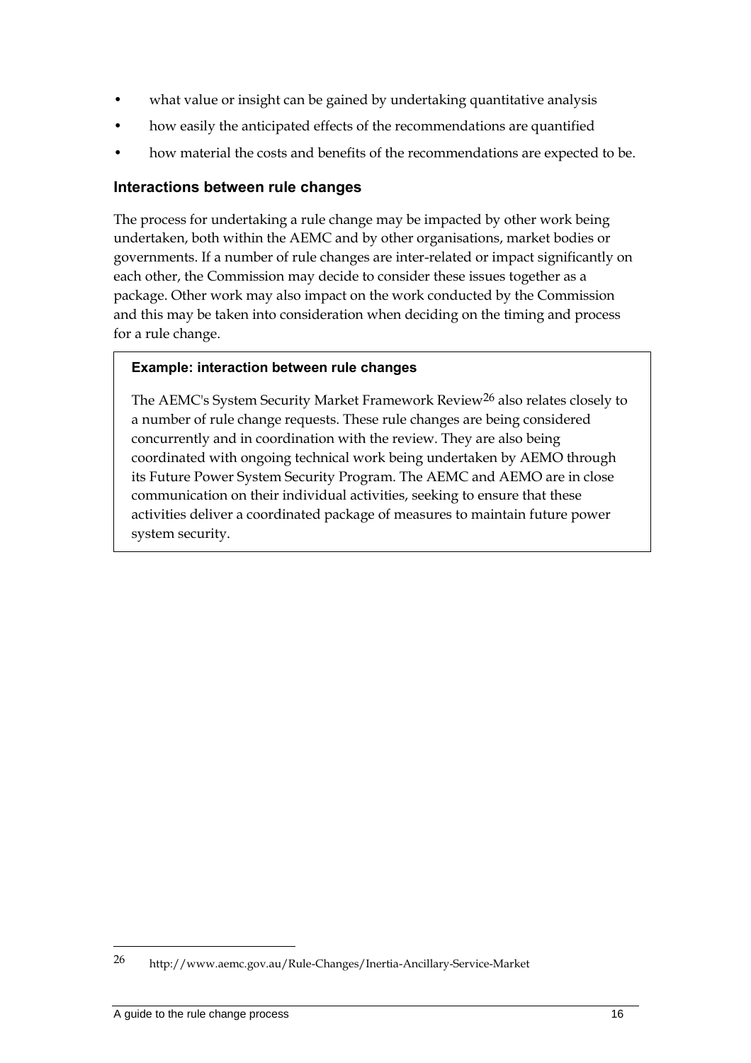- what value or insight can be gained by undertaking quantitative analysis
- how easily the anticipated effects of the recommendations are quantified
- how material the costs and benefits of the recommendations are expected to be.

### Interactions between rule changes

The process for undertaking a rule change may be impacted by other work being undertaken, both within the AEMC and by other organisations, market bodies or governments. If a number of rule changes are inter-related or impact significantly on each other, the Commission may decide to consider these issues together as a package. Other work may also impact on the work conducted by the Commission and this may be taken into consideration when deciding on the timing and process for a rule change.

> **Example: interaction between rule changes**
>
> The AEMC's System Security Market Framework Review[26] also relates closely to a number of rule change requests. These rule changes are being considered concurrently and in coordination with the review. They are also being coordinated with ongoing technical work being undertaken by AEMO through its Future Power System Security Program. The AEMC and AEMO are in close communication on their individual activities, seeking to ensure that these activities deliver a coordinated package of measures to maintain future power system security.

---

[26] http://www.aemc.gov.au/Rule-Changes/Inertia-Ancillary-Service-Market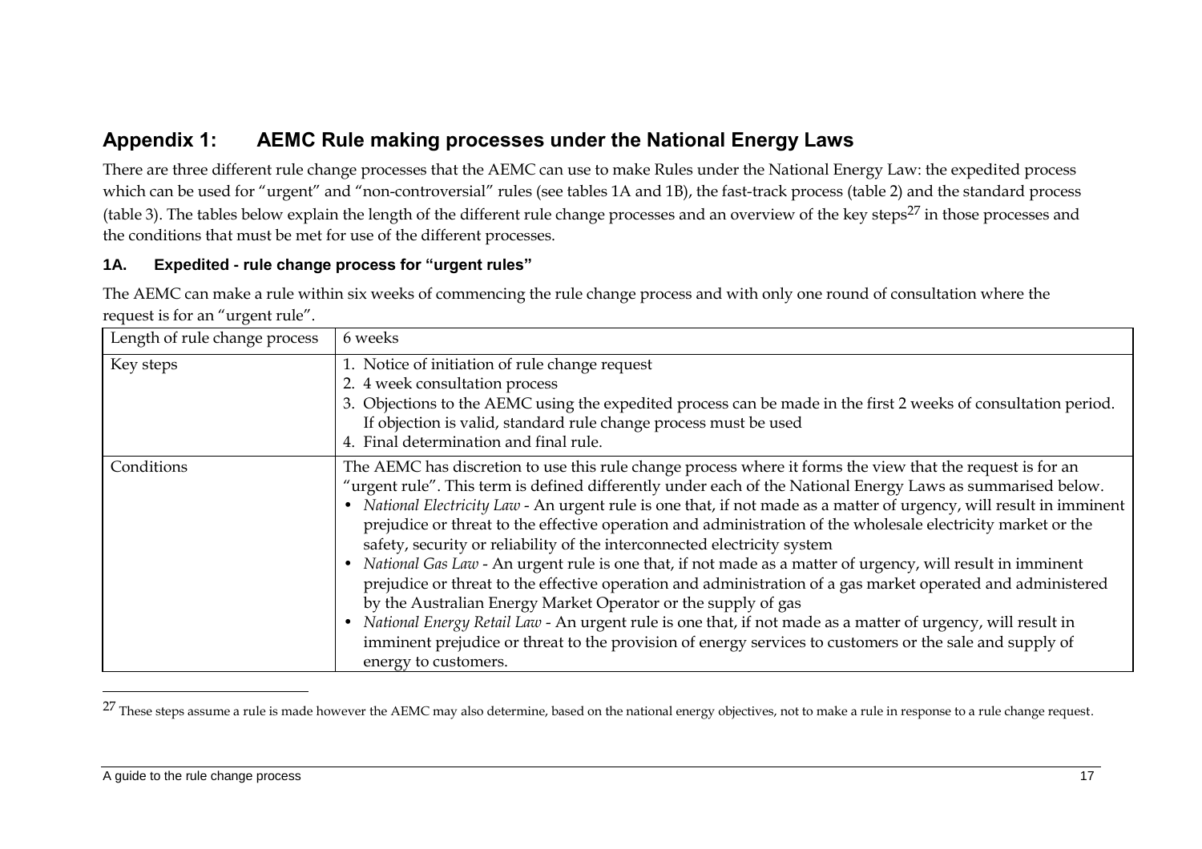## Appendix 1: AEMC Rule making processes under the National Energy Laws

There are three different rule change processes that the AEMC can use to make Rules under the National Energy Law: the expedited process which can be used for "urgent" and "non-controversial" rules (see tables 1A and 1B), the fast-track process (table 2) and the standard process (table 3). The tables below explain the length of the different rule change processes and an overview of the key steps[27] in those processes and the conditions that must be met for use of the different processes.

### 1A. Expedited - rule change process for "urgent rules"

The AEMC can make a rule within six weeks of commencing the rule change process and with only one round of consultation where the request is for an "urgent rule".

| Length of rule change process | 6 weeks |
| --- | --- |
| Key steps | 1. Notice of initiation of rule change request<br>2. 4 week consultation process<br>3. Objections to the AEMC using the expedited process can be made in the first 2 weeks of consultation period. If objection is valid, standard rule change process must be used<br>4. Final determination and final rule. |
| Conditions | The AEMC has discretion to use this rule change process where it forms the view that the request is for an "urgent rule". This term is defined differently under each of the National Energy Laws as summarised below.<br>• *National Electricity Law* - An urgent rule is one that, if not made as a matter of urgency, will result in imminent prejudice or threat to the effective operation and administration of the wholesale electricity market or the safety, security or reliability of the interconnected electricity system<br>• *National Gas Law* - An urgent rule is one that, if not made as a matter of urgency, will result in imminent prejudice or threat to the effective operation and administration of a gas market operated and administered by the Australian Energy Market Operator or the supply of gas<br>• *National Energy Retail Law* - An urgent rule is one that, if not made as a matter of urgency, will result in imminent prejudice or threat to the provision of energy services to customers or the sale and supply of energy to customers. |

[27] These steps assume a rule is made however the AEMC may also determine, based on the national energy objectives, not to make a rule in response to a rule change request.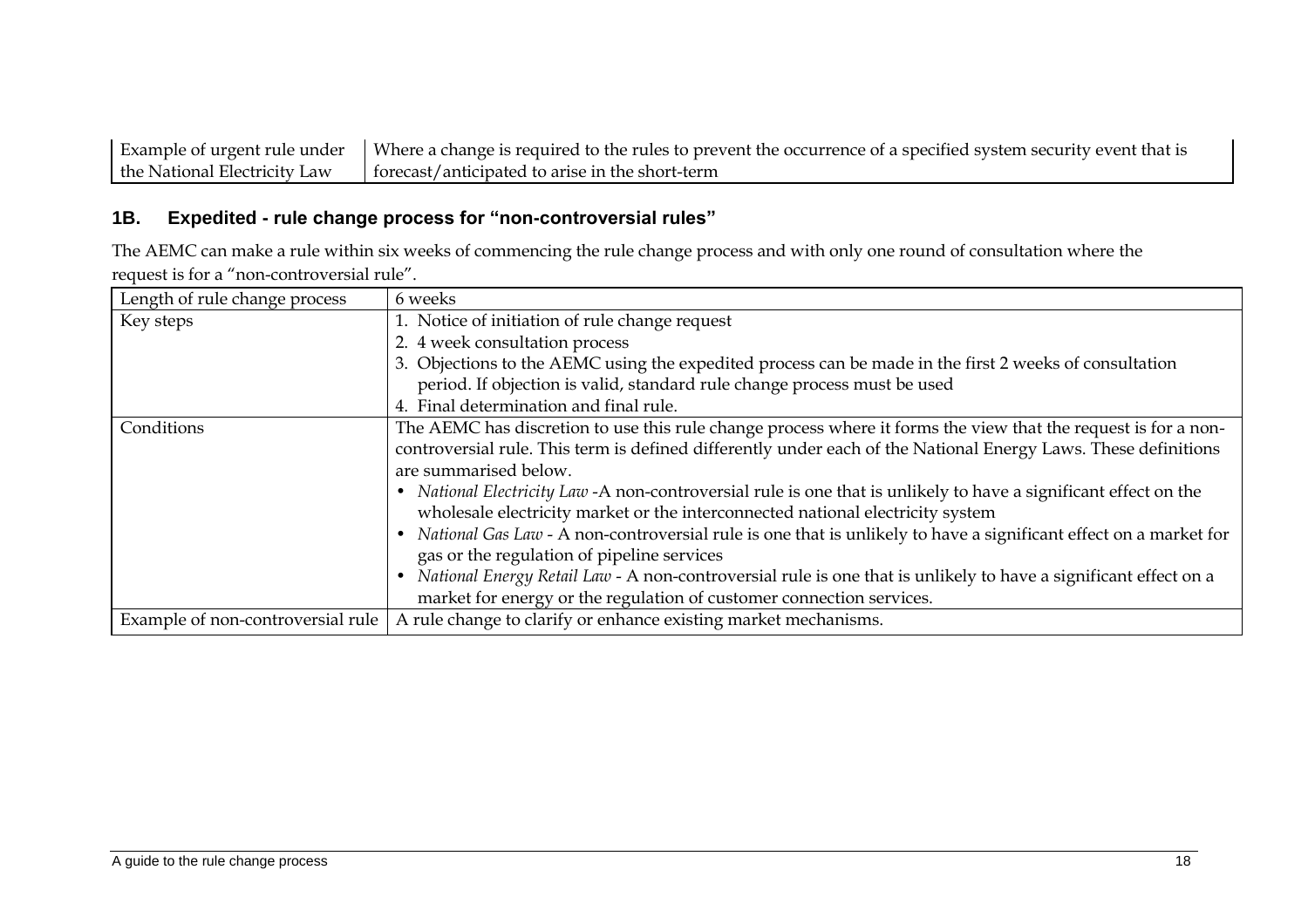| Example of urgent rule under the National Electricity Law | Where a change is required to the rules to prevent the occurrence of a specified system security event that is forecast/anticipated to arise in the short-term |
|---|---|

## 1B. Expedited - rule change process for "non-controversial rules"

The AEMC can make a rule within six weeks of commencing the rule change process and with only one round of consultation where the request is for a "non-controversial rule".

| Length of rule change process | 6 weeks |
|---|---|
| Key steps | 1. Notice of initiation of rule change request<br>2. 4 week consultation process<br>3. Objections to the AEMC using the expedited process can be made in the first 2 weeks of consultation period. If objection is valid, standard rule change process must be used<br>4. Final determination and final rule. |
| Conditions | The AEMC has discretion to use this rule change process where it forms the view that the request is for a non-controversial rule. This term is defined differently under each of the National Energy Laws. These definitions are summarised below.<br>• *National Electricity Law* -A non-controversial rule is one that is unlikely to have a significant effect on the wholesale electricity market or the interconnected national electricity system<br>• *National Gas Law* - A non-controversial rule is one that is unlikely to have a significant effect on a market for gas or the regulation of pipeline services<br>• *National Energy Retail Law* - A non-controversial rule is one that is unlikely to have a significant effect on a market for energy or the regulation of customer connection services. |
| Example of non-controversial rule | A rule change to clarify or enhance existing market mechanisms. |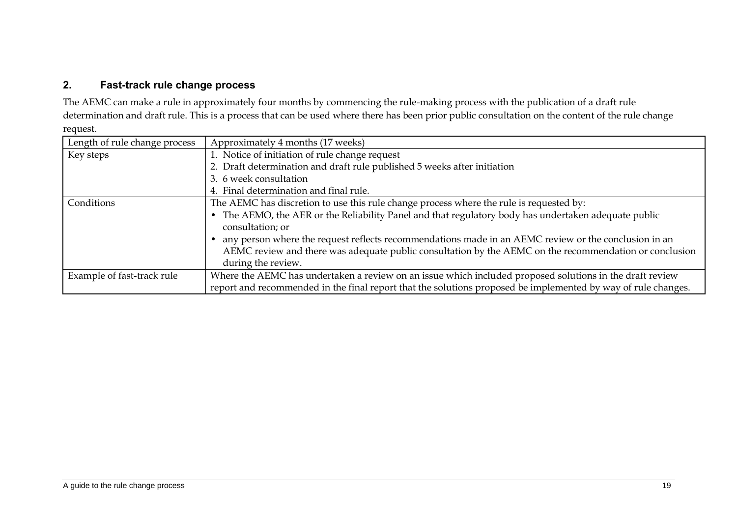## 2. Fast-track rule change process

The AEMC can make a rule in approximately four months by commencing the rule-making process with the publication of a draft rule determination and draft rule. This is a process that can be used where there has been prior public consultation on the content of the rule change request.

| Length of rule change process | Approximately 4 months (17 weeks) |
|---|---|
| Key steps | 1. Notice of initiation of rule change request<br>2. Draft determination and draft rule published 5 weeks after initiation<br>3. 6 week consultation<br>4. Final determination and final rule. |
| Conditions | The AEMC has discretion to use this rule change process where the rule is requested by:<br>• The AEMO, the AER or the Reliability Panel and that regulatory body has undertaken adequate public consultation; or<br>• any person where the request reflects recommendations made in an AEMC review or the conclusion in an AEMC review and there was adequate public consultation by the AEMC on the recommendation or conclusion during the review. |
| Example of fast-track rule | Where the AEMC has undertaken a review on an issue which included proposed solutions in the draft review report and recommended in the final report that the solutions proposed be implemented by way of rule changes. |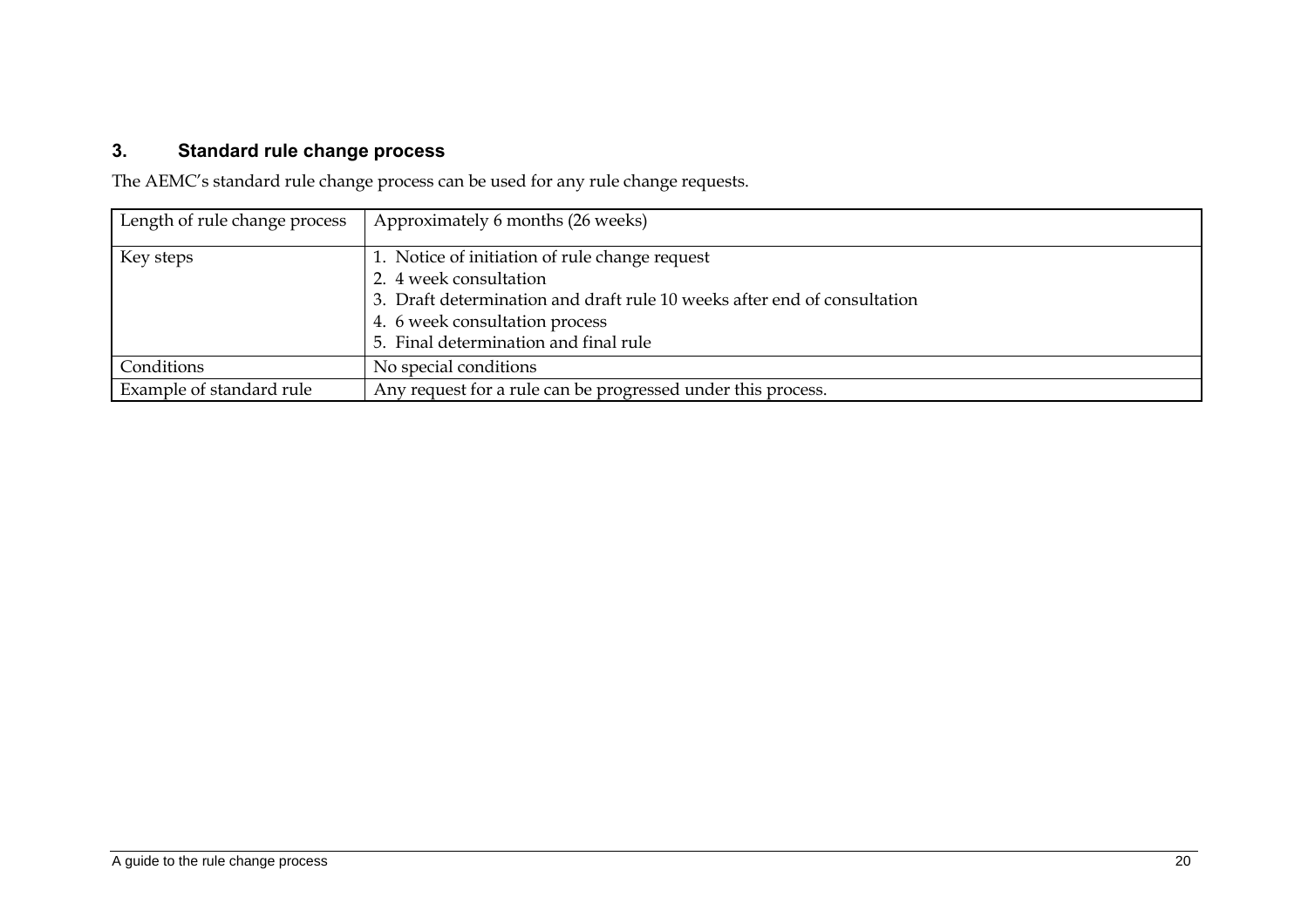## 3. Standard rule change process

The AEMC's standard rule change process can be used for any rule change requests.

| | |
|---|---|
| Length of rule change process | Approximately 6 months (26 weeks) |
| Key steps | 1. Notice of initiation of rule change request<br>2. 4 week consultation<br>3. Draft determination and draft rule 10 weeks after end of consultation<br>4. 6 week consultation process<br>5. Final determination and final rule |
| Conditions | No special conditions |
| Example of standard rule | Any request for a rule can be progressed under this process. |